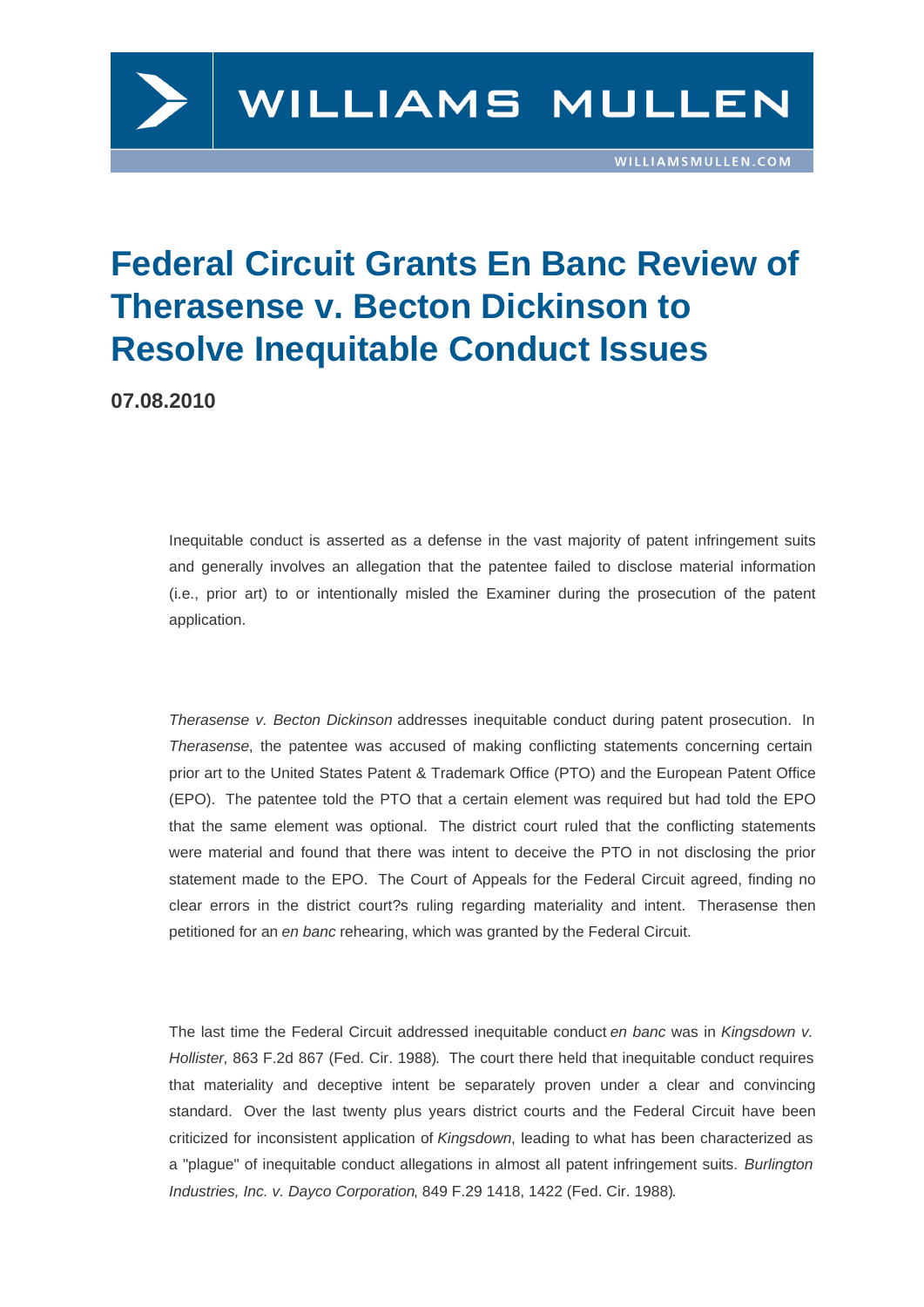# Federal Circuit Grants En Banc Review of Therasense v. Becton Dickinson to Resolve Inequitable Conduct Issues

**07.08.2010**

Inequitable conduct is asserted as a defense in the vast majority of patent infringement suits and generally involves an allegation that the patentee failed to disclose material information (i.e., prior art) to or intentionally misled the Examiner during the prosecution of the patent application.

*Therasense v. Becton Dickinson* addresses inequitable conduct during patent prosecution. In *Therasense*, the patentee was accused of making conflicting statements concerning certain prior art to the United States Patent & Trademark Office (PTO) and the European Patent Office (EPO). The patentee told the PTO that a certain element was required but had told the EPO that the same element was optional. The district court ruled that the conflicting statements were material and found that there was intent to deceive the PTO in not disclosing the prior statement made to the EPO. The Court of Appeals for the Federal Circuit agreed, finding no clear errors in the district court?s ruling regarding materiality and intent. Therasense then petitioned for an *en banc* rehearing, which was granted by the Federal Circuit.

The last time the Federal Circuit addressed inequitable conduct *en banc* was in *Kingsdown v. Hollister,* 863 F.2d 867 (Fed. Cir. 1988). The court there held that inequitable conduct requires that materiality and deceptive intent be separately proven under a clear and convincing standard. Over the last twenty plus years district courts and the Federal Circuit have been criticized for inconsistent application of *Kingsdown*, leading to what has been characterized as a "plague" of inequitable conduct allegations in almost all patent infringement suits. *Burlington Industries, Inc. v. Dayco Corporation*, 849 F.29 1418, 1422 (Fed. Cir. 1988).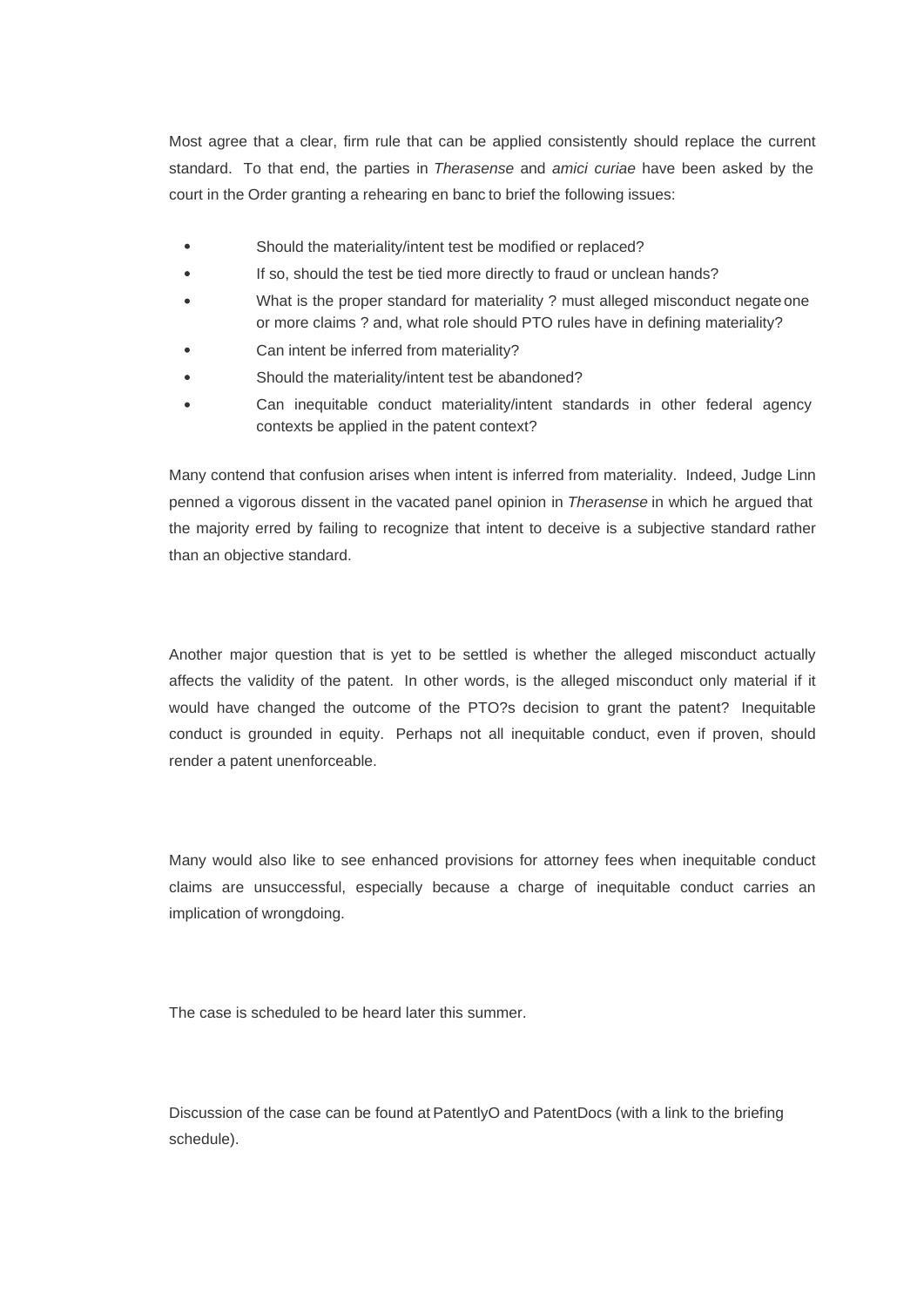Most agree that a clear, firm rule that can be applied consistently should replace the current standard. To that end, the parties in *Therasense* and *amici curiae* have been asked by the court in the Order granting a rehearing en banc to brief the following issues:

- Should the materiality/intent test be modified or replaced?
- If so, should the test be tied more directly to fraud or unclean hands?
- What is the proper standard for materiality ? must alleged misconduct negate one or more claims ? and, what role should PTO rules have in defining materiality?
- Can intent be inferred from materiality?
- Should the materiality/intent test be abandoned?
- Can inequitable conduct materiality/intent standards in other federal agency contexts be applied in the patent context?

Many contend that confusion arises when intent is inferred from materiality. Indeed, Judge Linn penned a vigorous dissent in the vacated panel opinion in *Therasense* in which he argued that the majority erred by failing to recognize that intent to deceive is a subjective standard rather than an objective standard.

Another major question that is yet to be settled is whether the alleged misconduct actually affects the validity of the patent. In other words, is the alleged misconduct only material if it would have changed the outcome of the PTO?s decision to grant the patent? Inequitable conduct is grounded in equity. Perhaps not all inequitable conduct, even if proven, should render a patent unenforceable.

Many would also like to see enhanced provisions for attorney fees when inequitable conduct claims are unsuccessful, especially because a charge of inequitable conduct carries an implication of wrongdoing.

The case is scheduled to be heard later this summer.

Discussion of the case can be found at PatentlyO and PatentDocs (with a link to the briefing schedule).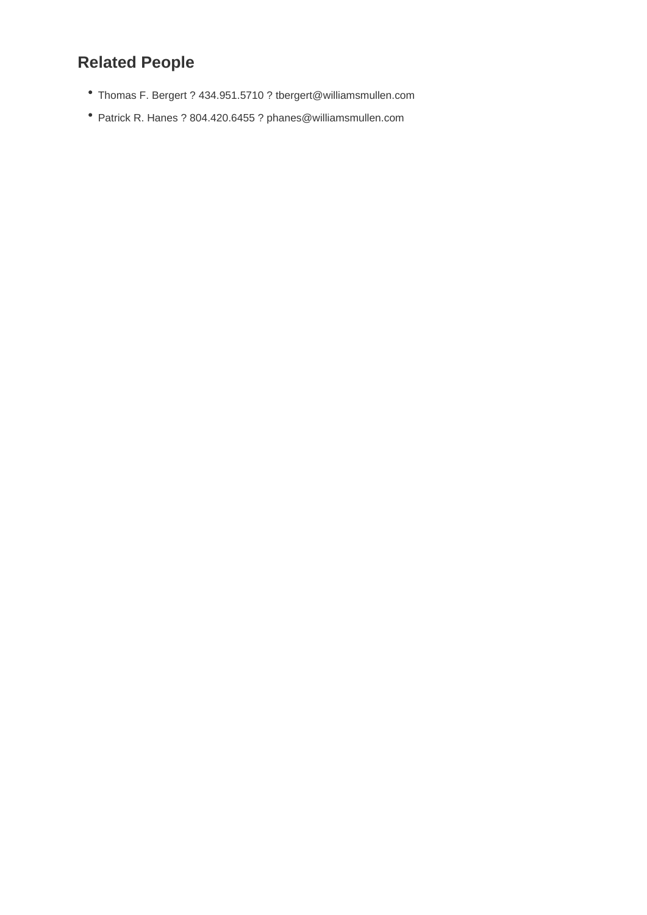## Related People

- Thomas F. Bergert ? 434.951.5710 ? tbergert@williamsmullen.com
- Patrick R. Hanes ? 804.420.6455 ? phanes@williamsmullen.com